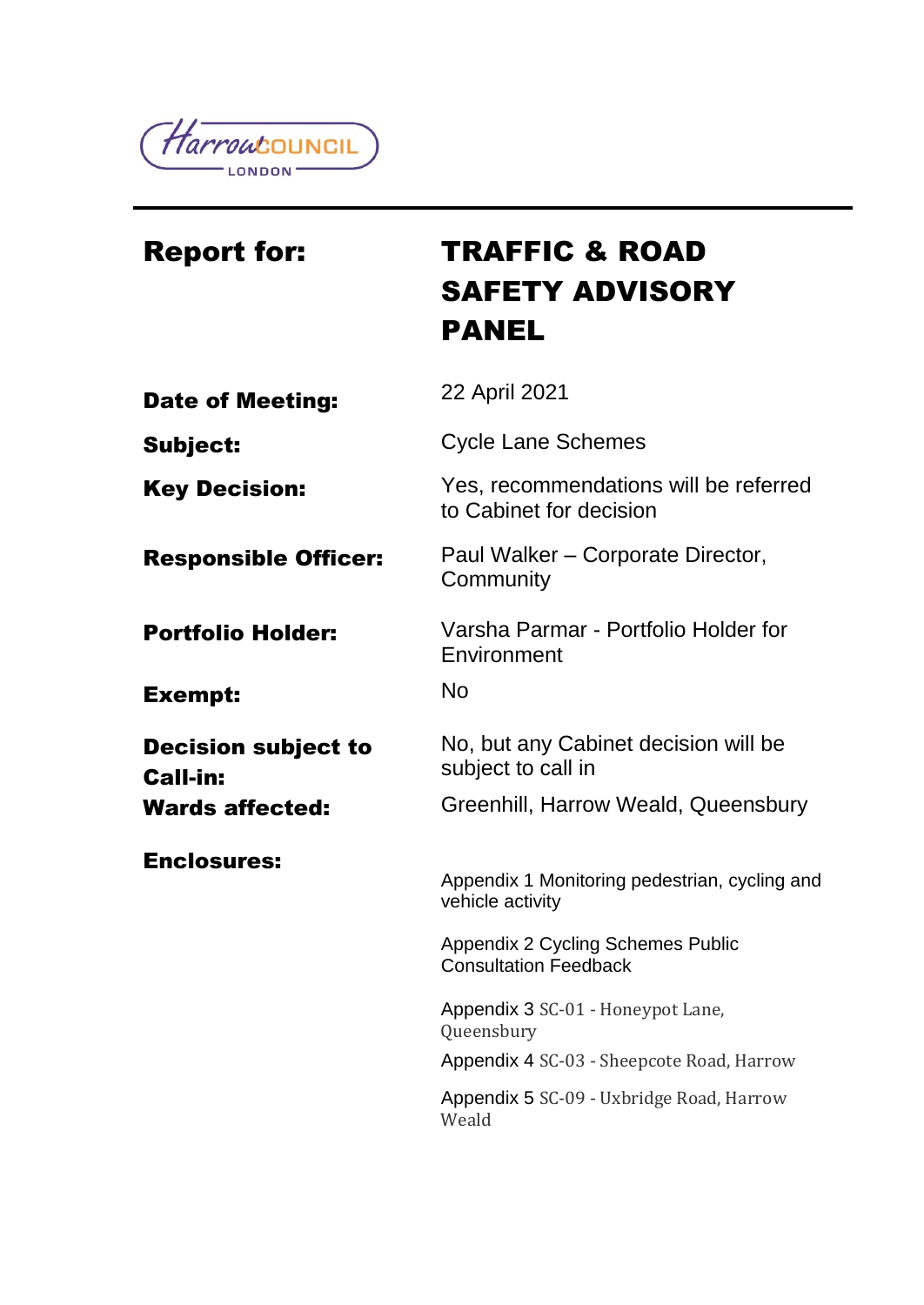Harrow COUNCIL LONDON

| | |
|---|---|
| **Report for:** | **TRAFFIC & ROAD SAFETY ADVISORY PANEL** |
| **Date of Meeting:** | 22 April 2021 |
| **Subject:** | Cycle Lane Schemes |
| **Key Decision:** | Yes, recommendations will be referred to Cabinet for decision |
| **Responsible Officer:** | Paul Walker – Corporate Director, Community |
| **Portfolio Holder:** | Varsha Parmar - Portfolio Holder for Environment |
| **Exempt:** | No |
| **Decision subject to Call-in:** | No, but any Cabinet decision will be subject to call in |
| **Wards affected:** | Greenhill, Harrow Weald, Queensbury |
| **Enclosures:** | Appendix 1 Monitoring pedestrian, cycling and vehicle activity<br><br>Appendix 2 Cycling Schemes Public Consultation Feedback<br><br>Appendix 3 SC-01 - Honeypot Lane, Queensbury<br><br>Appendix 4 SC-03 - Sheepcote Road, Harrow<br><br>Appendix 5 SC-09 - Uxbridge Road, Harrow Weald |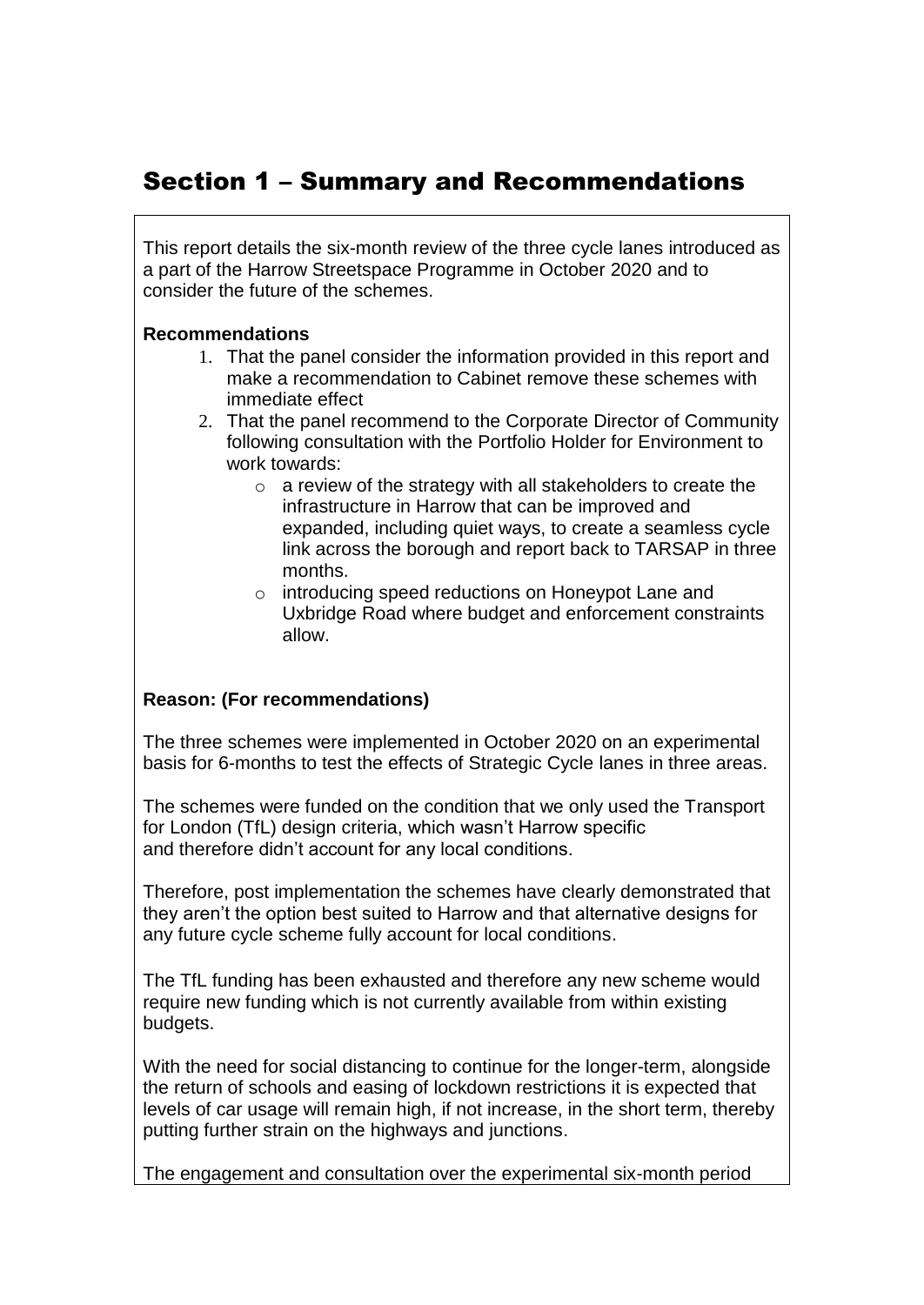# Section 1 – Summary and Recommendations

This report details the six-month review of the three cycle lanes introduced as a part of the Harrow Streetspace Programme in October 2020 and to consider the future of the schemes.

**Recommendations**

1. That the panel consider the information provided in this report and make a recommendation to Cabinet remove these schemes with immediate effect
2. That the panel recommend to the Corporate Director of Community following consultation with the Portfolio Holder for Environment to work towards:
   - a review of the strategy with all stakeholders to create the infrastructure in Harrow that can be improved and expanded, including quiet ways, to create a seamless cycle link across the borough and report back to TARSAP in three months.
   - introducing speed reductions on Honeypot Lane and Uxbridge Road where budget and enforcement constraints allow.

**Reason: (For recommendations)**

The three schemes were implemented in October 2020 on an experimental basis for 6-months to test the effects of Strategic Cycle lanes in three areas.

The schemes were funded on the condition that we only used the Transport for London (TfL) design criteria, which wasn't Harrow specific and therefore didn't account for any local conditions.

Therefore, post implementation the schemes have clearly demonstrated that they aren't the option best suited to Harrow and that alternative designs for any future cycle scheme fully account for local conditions.

The TfL funding has been exhausted and therefore any new scheme would require new funding which is not currently available from within existing budgets.

With the need for social distancing to continue for the longer-term, alongside the return of schools and easing of lockdown restrictions it is expected that levels of car usage will remain high, if not increase, in the short term, thereby putting further strain on the highways and junctions.

The engagement and consultation over the experimental six-month period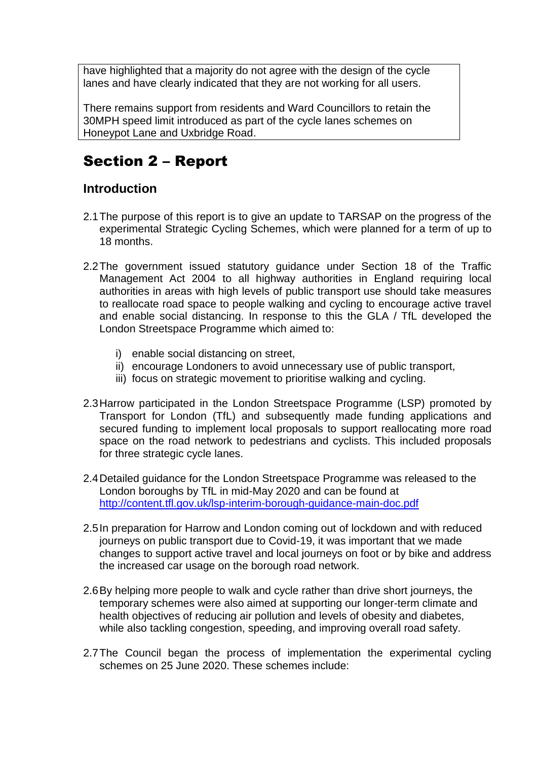have highlighted that a majority do not agree with the design of the cycle lanes and have clearly indicated that they are not working for all users.

There remains support from residents and Ward Councillors to retain the 30MPH speed limit introduced as part of the cycle lanes schemes on Honeypot Lane and Uxbridge Road.

# Section 2 – Report

## Introduction

2.1 The purpose of this report is to give an update to TARSAP on the progress of the experimental Strategic Cycling Schemes, which were planned for a term of up to 18 months.

2.2 The government issued statutory guidance under Section 18 of the Traffic Management Act 2004 to all highway authorities in England requiring local authorities in areas with high levels of public transport use should take measures to reallocate road space to people walking and cycling to encourage active travel and enable social distancing. In response to this the GLA / TfL developed the London Streetspace Programme which aimed to:

   i) enable social distancing on street,
   ii) encourage Londoners to avoid unnecessary use of public transport,
   iii) focus on strategic movement to prioritise walking and cycling.

2.3 Harrow participated in the London Streetspace Programme (LSP) promoted by Transport for London (TfL) and subsequently made funding applications and secured funding to implement local proposals to support reallocating more road space on the road network to pedestrians and cyclists. This included proposals for three strategic cycle lanes.

2.4 Detailed guidance for the London Streetspace Programme was released to the London boroughs by TfL in mid-May 2020 and can be found at [http://content.tfl.gov.uk/lsp-interim-borough-guidance-main-doc.pdf](http://content.tfl.gov.uk/lsp-interim-borough-guidance-main-doc.pdf)

2.5 In preparation for Harrow and London coming out of lockdown and with reduced journeys on public transport due to Covid-19, it was important that we made changes to support active travel and local journeys on foot or by bike and address the increased car usage on the borough road network.

2.6 By helping more people to walk and cycle rather than drive short journeys, the temporary schemes were also aimed at supporting our longer-term climate and health objectives of reducing air pollution and levels of obesity and diabetes, while also tackling congestion, speeding, and improving overall road safety.

2.7 The Council began the process of implementation the experimental cycling schemes on 25 June 2020. These schemes include: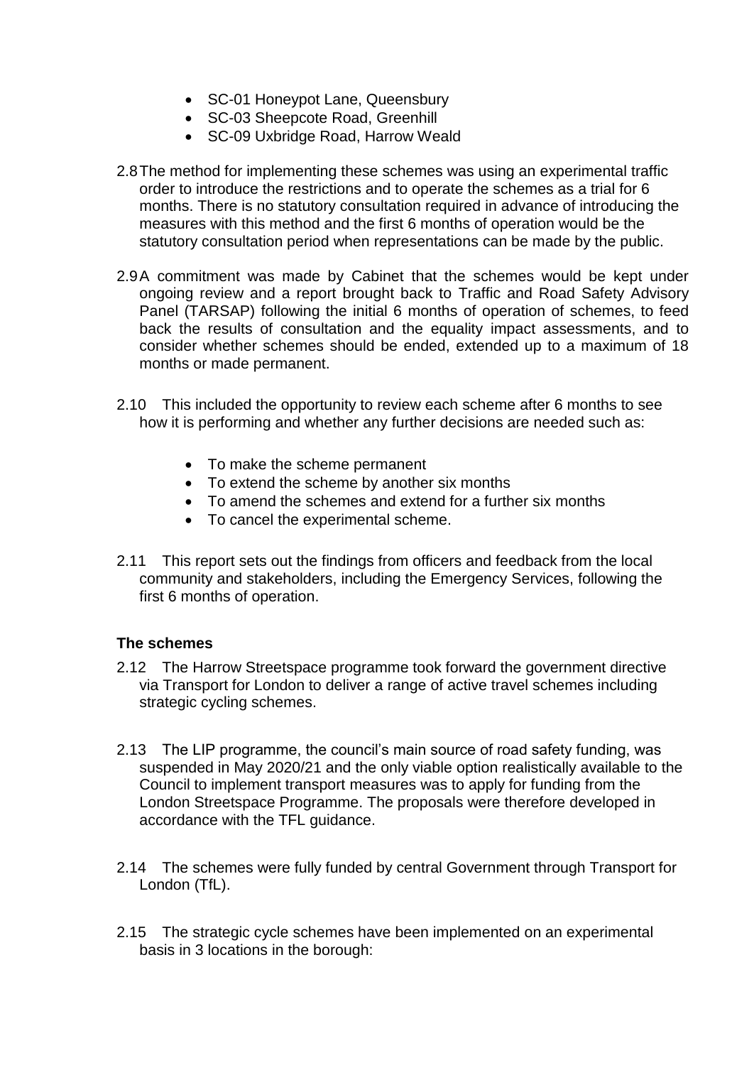- SC-01 Honeypot Lane, Queensbury
- SC-03 Sheepcote Road, Greenhill
- SC-09 Uxbridge Road, Harrow Weald

2.8 The method for implementing these schemes was using an experimental traffic order to introduce the restrictions and to operate the schemes as a trial for 6 months. There is no statutory consultation required in advance of introducing the measures with this method and the first 6 months of operation would be the statutory consultation period when representations can be made by the public.

2.9 A commitment was made by Cabinet that the schemes would be kept under ongoing review and a report brought back to Traffic and Road Safety Advisory Panel (TARSAP) following the initial 6 months of operation of schemes, to feed back the results of consultation and the equality impact assessments, and to consider whether schemes should be ended, extended up to a maximum of 18 months or made permanent.

2.10 This included the opportunity to review each scheme after 6 months to see how it is performing and whether any further decisions are needed such as:

- To make the scheme permanent
- To extend the scheme by another six months
- To amend the schemes and extend for a further six months
- To cancel the experimental scheme.

2.11 This report sets out the findings from officers and feedback from the local community and stakeholders, including the Emergency Services, following the first 6 months of operation.

**The schemes**

2.12 The Harrow Streetspace programme took forward the government directive via Transport for London to deliver a range of active travel schemes including strategic cycling schemes.

2.13 The LIP programme, the council's main source of road safety funding, was suspended in May 2020/21 and the only viable option realistically available to the Council to implement transport measures was to apply for funding from the London Streetspace Programme. The proposals were therefore developed in accordance with the TFL guidance.

2.14 The schemes were fully funded by central Government through Transport for London (TfL).

2.15 The strategic cycle schemes have been implemented on an experimental basis in 3 locations in the borough: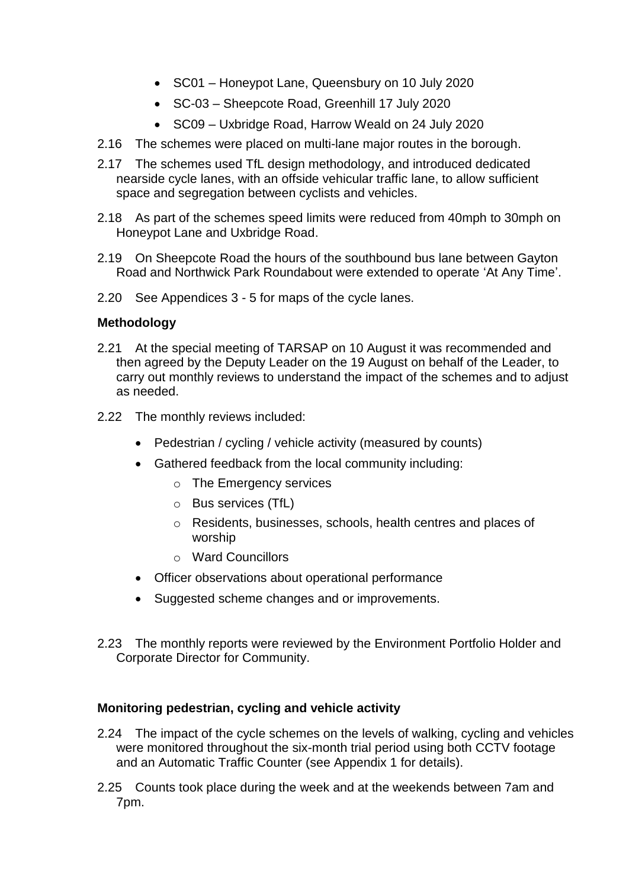- SC01 – Honeypot Lane, Queensbury on 10 July 2020
- SC-03 – Sheepcote Road, Greenhill 17 July 2020
- SC09 – Uxbridge Road, Harrow Weald on 24 July 2020

2.16 The schemes were placed on multi-lane major routes in the borough.

2.17 The schemes used TfL design methodology, and introduced dedicated nearside cycle lanes, with an offside vehicular traffic lane, to allow sufficient space and segregation between cyclists and vehicles.

2.18 As part of the schemes speed limits were reduced from 40mph to 30mph on Honeypot Lane and Uxbridge Road.

2.19 On Sheepcote Road the hours of the southbound bus lane between Gayton Road and Northwick Park Roundabout were extended to operate 'At Any Time'.

2.20 See Appendices 3 - 5 for maps of the cycle lanes.

**Methodology**

2.21 At the special meeting of TARSAP on 10 August it was recommended and then agreed by the Deputy Leader on the 19 August on behalf of the Leader, to carry out monthly reviews to understand the impact of the schemes and to adjust as needed.

2.22 The monthly reviews included:

- Pedestrian / cycling / vehicle activity (measured by counts)
- Gathered feedback from the local community including:
  - The Emergency services
  - Bus services (TfL)
  - Residents, businesses, schools, health centres and places of worship
  - Ward Councillors
- Officer observations about operational performance
- Suggested scheme changes and or improvements.

2.23 The monthly reports were reviewed by the Environment Portfolio Holder and Corporate Director for Community.

**Monitoring pedestrian, cycling and vehicle activity**

2.24 The impact of the cycle schemes on the levels of walking, cycling and vehicles were monitored throughout the six-month trial period using both CCTV footage and an Automatic Traffic Counter (see Appendix 1 for details).

2.25 Counts took place during the week and at the weekends between 7am and 7pm.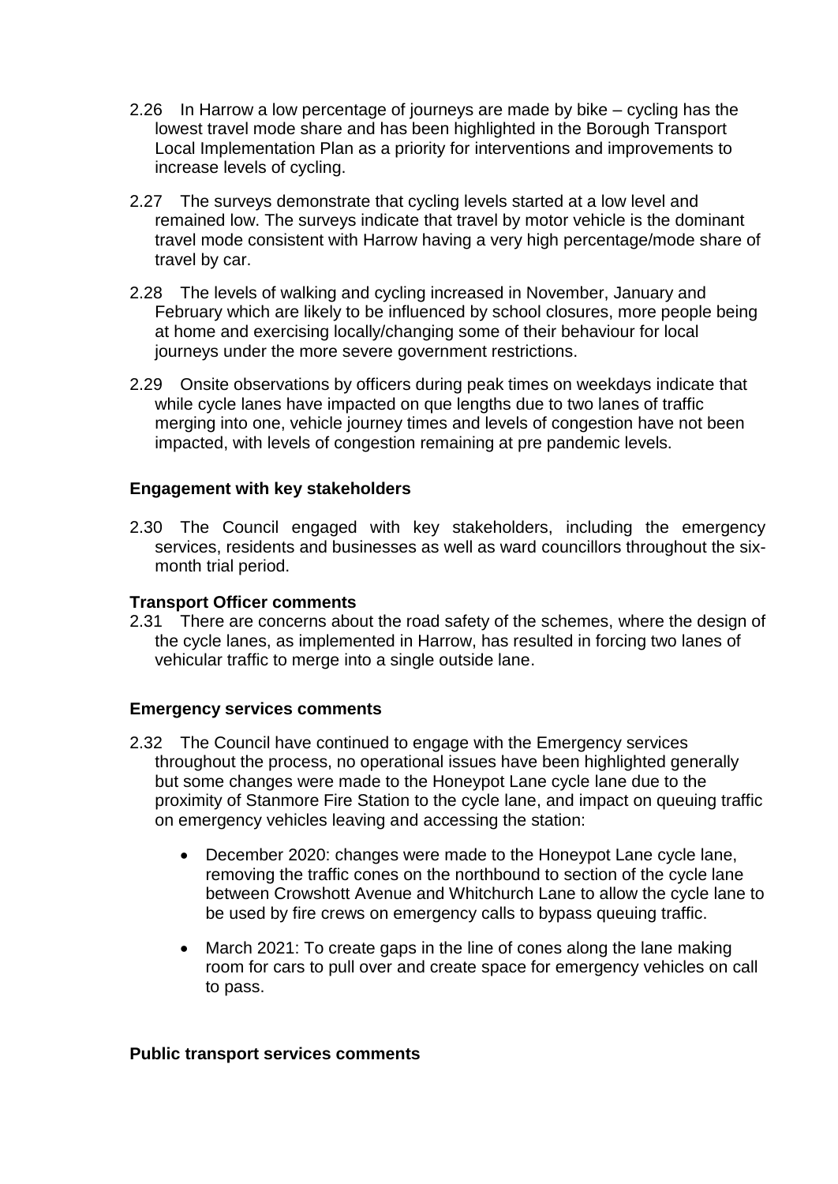2.26 In Harrow a low percentage of journeys are made by bike – cycling has the lowest travel mode share and has been highlighted in the Borough Transport Local Implementation Plan as a priority for interventions and improvements to increase levels of cycling.

2.27 The surveys demonstrate that cycling levels started at a low level and remained low. The surveys indicate that travel by motor vehicle is the dominant travel mode consistent with Harrow having a very high percentage/mode share of travel by car.

2.28 The levels of walking and cycling increased in November, January and February which are likely to be influenced by school closures, more people being at home and exercising locally/changing some of their behaviour for local journeys under the more severe government restrictions.

2.29 Onsite observations by officers during peak times on weekdays indicate that while cycle lanes have impacted on que lengths due to two lanes of traffic merging into one, vehicle journey times and levels of congestion have not been impacted, with levels of congestion remaining at pre pandemic levels.

**Engagement with key stakeholders**

2.30 The Council engaged with key stakeholders, including the emergency services, residents and businesses as well as ward councillors throughout the six-month trial period.

**Transport Officer comments**

2.31 There are concerns about the road safety of the schemes, where the design of the cycle lanes, as implemented in Harrow, has resulted in forcing two lanes of vehicular traffic to merge into a single outside lane.

**Emergency services comments**

2.32 The Council have continued to engage with the Emergency services throughout the process, no operational issues have been highlighted generally but some changes were made to the Honeypot Lane cycle lane due to the proximity of Stanmore Fire Station to the cycle lane, and impact on queuing traffic on emergency vehicles leaving and accessing the station:

- December 2020: changes were made to the Honeypot Lane cycle lane, removing the traffic cones on the northbound to section of the cycle lane between Crowshott Avenue and Whitchurch Lane to allow the cycle lane to be used by fire crews on emergency calls to bypass queuing traffic.

- March 2021: To create gaps in the line of cones along the lane making room for cars to pull over and create space for emergency vehicles on call to pass.

**Public transport services comments**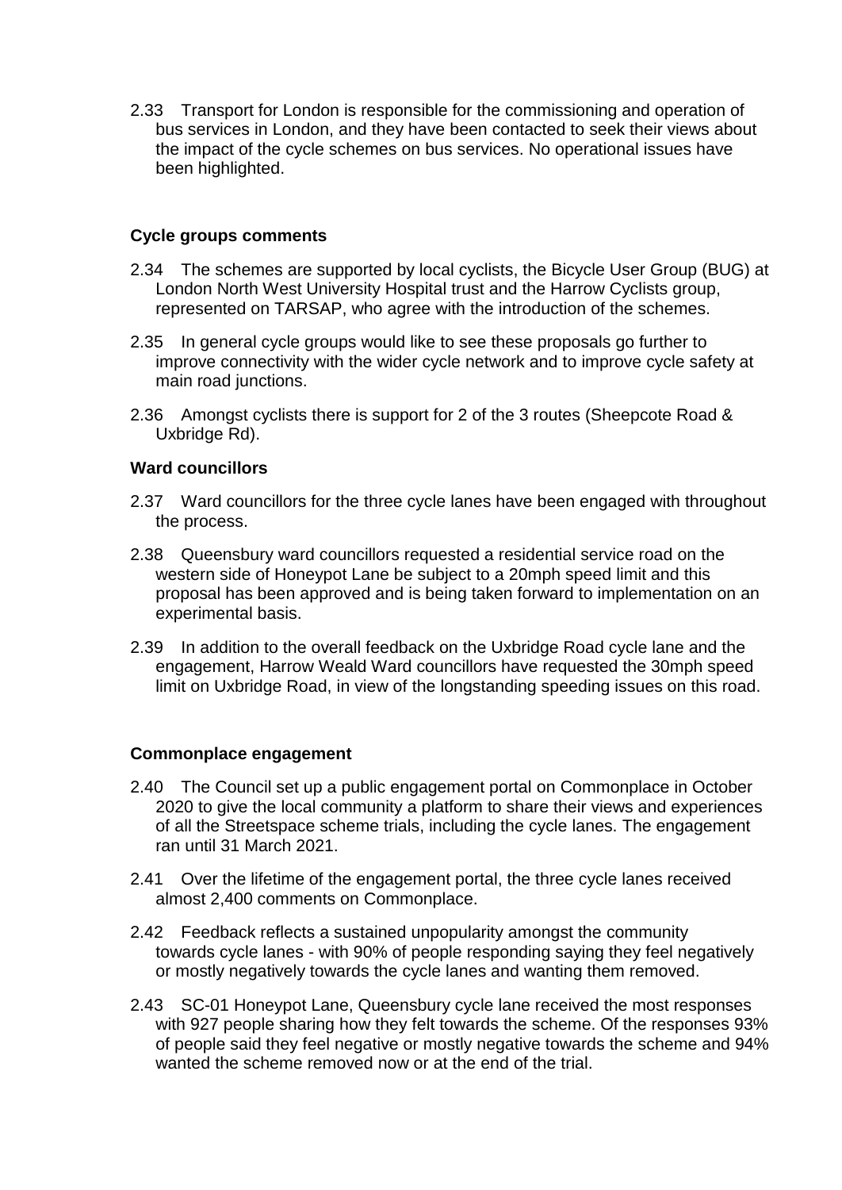2.33 Transport for London is responsible for the commissioning and operation of bus services in London, and they have been contacted to seek their views about the impact of the cycle schemes on bus services. No operational issues have been highlighted.

**Cycle groups comments**

2.34 The schemes are supported by local cyclists, the Bicycle User Group (BUG) at London North West University Hospital trust and the Harrow Cyclists group, represented on TARSAP, who agree with the introduction of the schemes.

2.35 In general cycle groups would like to see these proposals go further to improve connectivity with the wider cycle network and to improve cycle safety at main road junctions.

2.36 Amongst cyclists there is support for 2 of the 3 routes (Sheepcote Road & Uxbridge Rd).

**Ward councillors**

2.37 Ward councillors for the three cycle lanes have been engaged with throughout the process.

2.38 Queensbury ward councillors requested a residential service road on the western side of Honeypot Lane be subject to a 20mph speed limit and this proposal has been approved and is being taken forward to implementation on an experimental basis.

2.39 In addition to the overall feedback on the Uxbridge Road cycle lane and the engagement, Harrow Weald Ward councillors have requested the 30mph speed limit on Uxbridge Road, in view of the longstanding speeding issues on this road.

**Commonplace engagement**

2.40 The Council set up a public engagement portal on Commonplace in October 2020 to give the local community a platform to share their views and experiences of all the Streetspace scheme trials, including the cycle lanes. The engagement ran until 31 March 2021.

2.41 Over the lifetime of the engagement portal, the three cycle lanes received almost 2,400 comments on Commonplace.

2.42 Feedback reflects a sustained unpopularity amongst the community towards cycle lanes - with 90% of people responding saying they feel negatively or mostly negatively towards the cycle lanes and wanting them removed.

2.43 SC-01 Honeypot Lane, Queensbury cycle lane received the most responses with 927 people sharing how they felt towards the scheme. Of the responses 93% of people said they feel negative or mostly negative towards the scheme and 94% wanted the scheme removed now or at the end of the trial.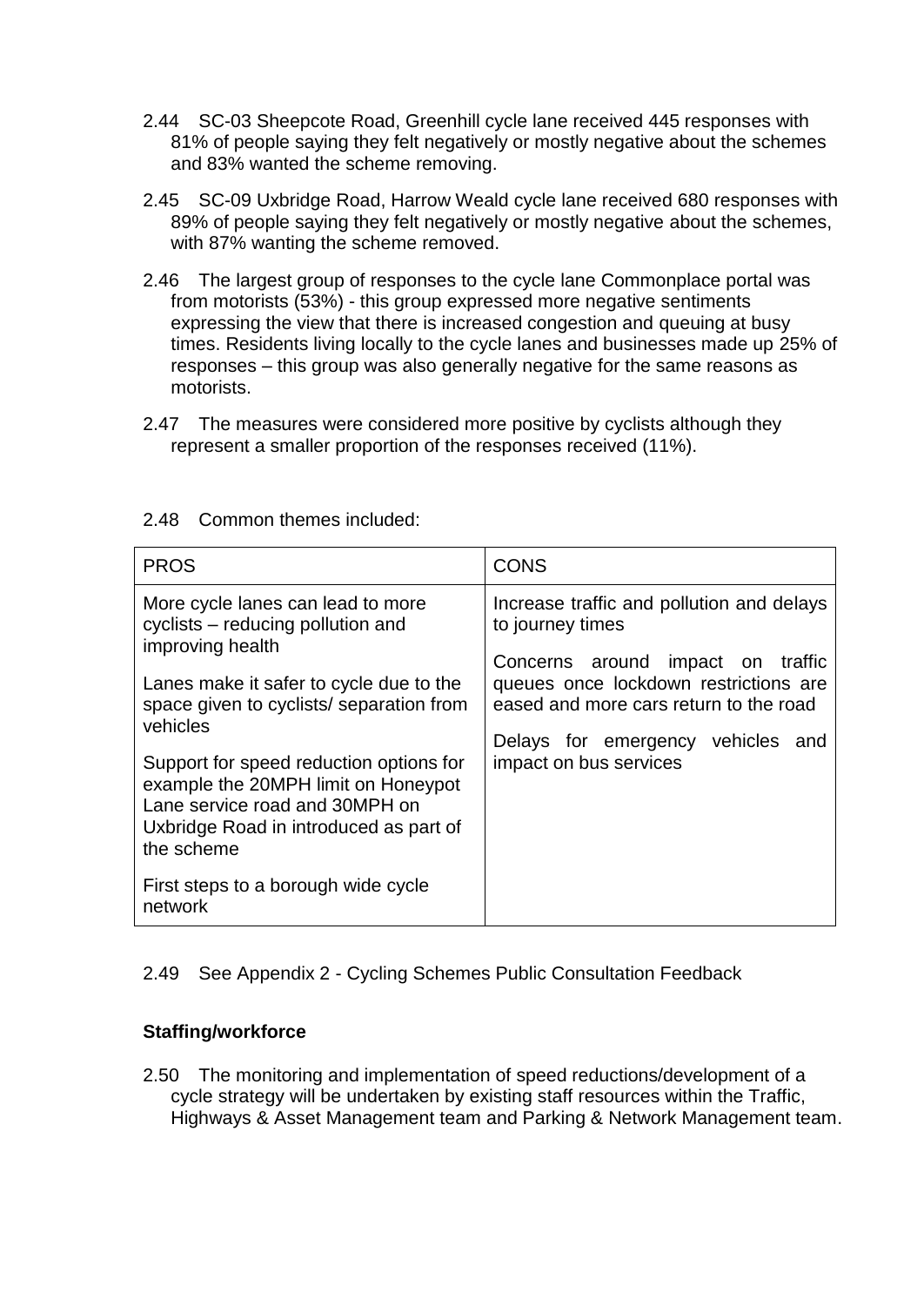2.44 SC-03 Sheepcote Road, Greenhill cycle lane received 445 responses with 81% of people saying they felt negatively or mostly negative about the schemes and 83% wanted the scheme removing.

2.45 SC-09 Uxbridge Road, Harrow Weald cycle lane received 680 responses with 89% of people saying they felt negatively or mostly negative about the schemes, with 87% wanting the scheme removed.

2.46 The largest group of responses to the cycle lane Commonplace portal was from motorists (53%) - this group expressed more negative sentiments expressing the view that there is increased congestion and queuing at busy times. Residents living locally to the cycle lanes and businesses made up 25% of responses – this group was also generally negative for the same reasons as motorists.

2.47 The measures were considered more positive by cyclists although they represent a smaller proportion of the responses received (11%).

2.48 Common themes included:

| PROS | CONS |
|---|---|
| More cycle lanes can lead to more cyclists – reducing pollution and improving health<br><br>Lanes make it safer to cycle due to the space given to cyclists/ separation from vehicles<br><br>Support for speed reduction options for example the 20MPH limit on Honeypot Lane service road and 30MPH on Uxbridge Road in introduced as part of the scheme<br><br>First steps to a borough wide cycle network | Increase traffic and pollution and delays to journey times<br><br>Concerns around impact on traffic queues once lockdown restrictions are eased and more cars return to the road<br><br>Delays for emergency vehicles and impact on bus services |

2.49 See Appendix 2 - Cycling Schemes Public Consultation Feedback

**Staffing/workforce**

2.50 The monitoring and implementation of speed reductions/development of a cycle strategy will be undertaken by existing staff resources within the Traffic, Highways & Asset Management team and Parking & Network Management team.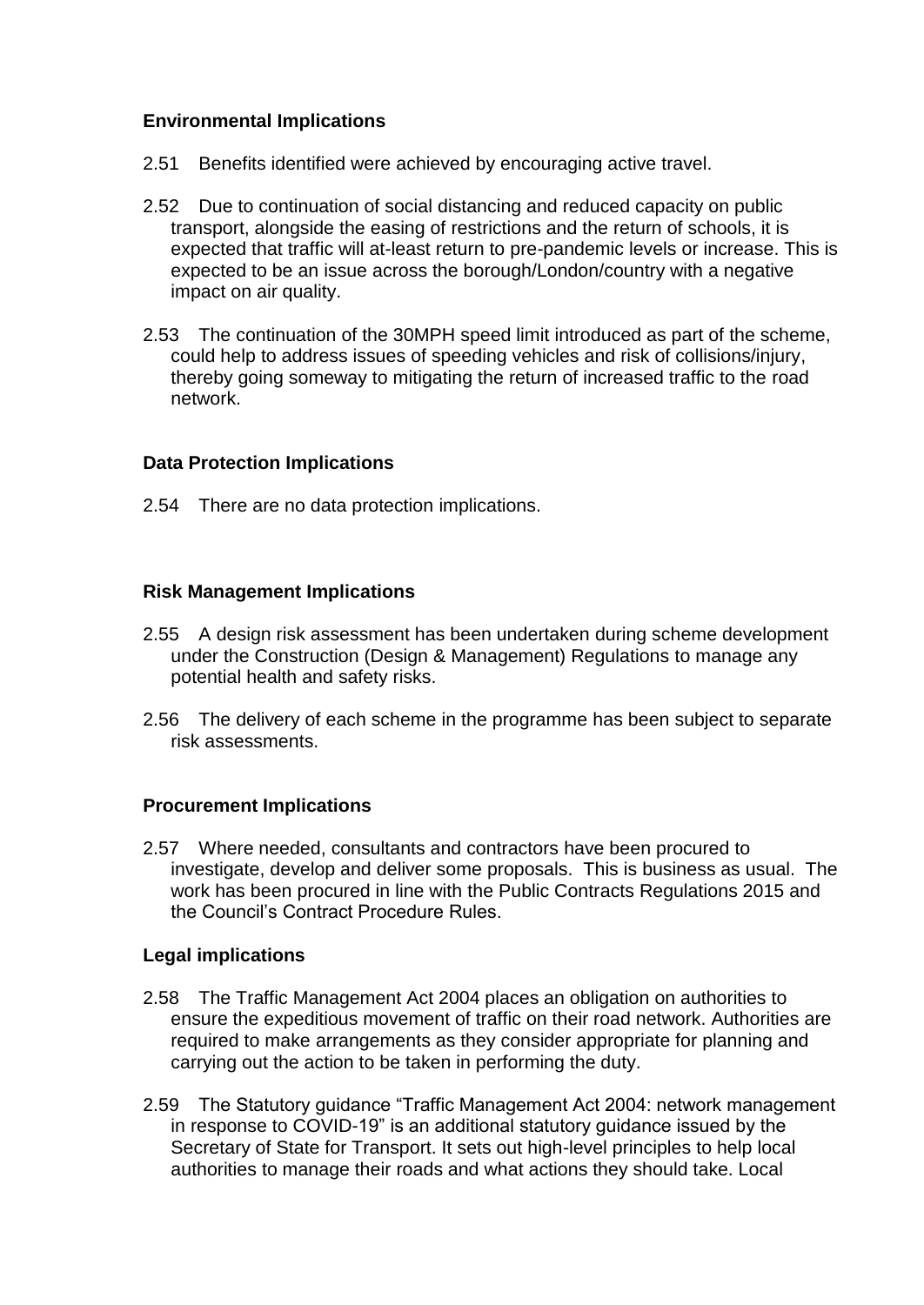**Environmental Implications**

2.51 Benefits identified were achieved by encouraging active travel.

2.52 Due to continuation of social distancing and reduced capacity on public transport, alongside the easing of restrictions and the return of schools, it is expected that traffic will at-least return to pre-pandemic levels or increase. This is expected to be an issue across the borough/London/country with a negative impact on air quality.

2.53 The continuation of the 30MPH speed limit introduced as part of the scheme, could help to address issues of speeding vehicles and risk of collisions/injury, thereby going someway to mitigating the return of increased traffic to the road network.

**Data Protection Implications**

2.54 There are no data protection implications.

**Risk Management Implications**

2.55 A design risk assessment has been undertaken during scheme development under the Construction (Design & Management) Regulations to manage any potential health and safety risks.

2.56 The delivery of each scheme in the programme has been subject to separate risk assessments.

**Procurement Implications**

2.57 Where needed, consultants and contractors have been procured to investigate, develop and deliver some proposals. This is business as usual. The work has been procured in line with the Public Contracts Regulations 2015 and the Council's Contract Procedure Rules.

**Legal implications**

2.58 The Traffic Management Act 2004 places an obligation on authorities to ensure the expeditious movement of traffic on their road network. Authorities are required to make arrangements as they consider appropriate for planning and carrying out the action to be taken in performing the duty.

2.59 The Statutory guidance "Traffic Management Act 2004: network management in response to COVID-19" is an additional statutory guidance issued by the Secretary of State for Transport. It sets out high-level principles to help local authorities to manage their roads and what actions they should take. Local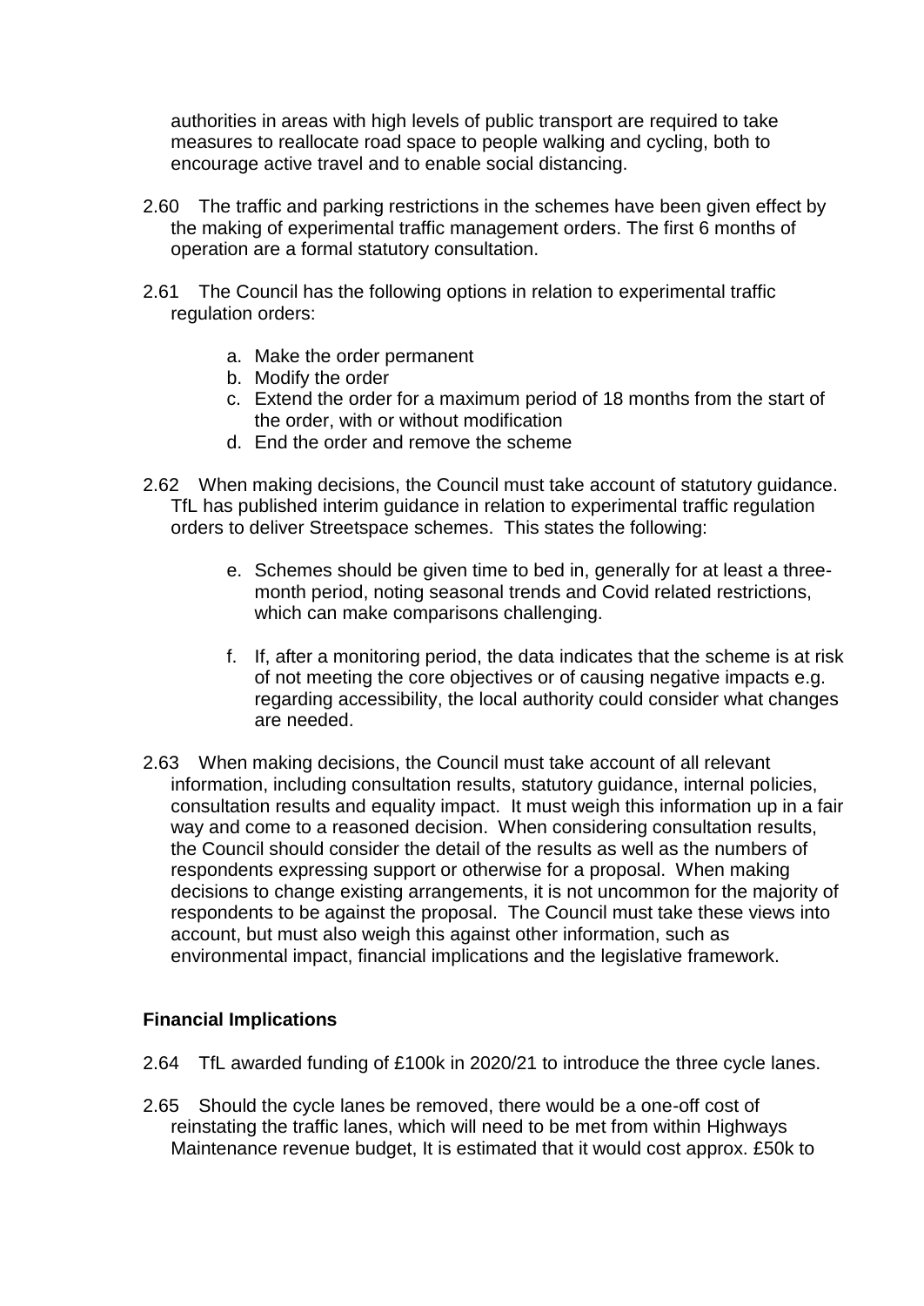authorities in areas with high levels of public transport are required to take measures to reallocate road space to people walking and cycling, both to encourage active travel and to enable social distancing.

2.60 The traffic and parking restrictions in the schemes have been given effect by the making of experimental traffic management orders. The first 6 months of operation are a formal statutory consultation.

2.61 The Council has the following options in relation to experimental traffic regulation orders:

a. Make the order permanent
b. Modify the order
c. Extend the order for a maximum period of 18 months from the start of the order, with or without modification
d. End the order and remove the scheme

2.62 When making decisions, the Council must take account of statutory guidance. TfL has published interim guidance in relation to experimental traffic regulation orders to deliver Streetspace schemes. This states the following:

e. Schemes should be given time to bed in, generally for at least a three-month period, noting seasonal trends and Covid related restrictions, which can make comparisons challenging.

f. If, after a monitoring period, the data indicates that the scheme is at risk of not meeting the core objectives or of causing negative impacts e.g. regarding accessibility, the local authority could consider what changes are needed.

2.63 When making decisions, the Council must take account of all relevant information, including consultation results, statutory guidance, internal policies, consultation results and equality impact. It must weigh this information up in a fair way and come to a reasoned decision. When considering consultation results, the Council should consider the detail of the results as well as the numbers of respondents expressing support or otherwise for a proposal. When making decisions to change existing arrangements, it is not uncommon for the majority of respondents to be against the proposal. The Council must take these views into account, but must also weigh this against other information, such as environmental impact, financial implications and the legislative framework.

**Financial Implications**

2.64 TfL awarded funding of £100k in 2020/21 to introduce the three cycle lanes.

2.65 Should the cycle lanes be removed, there would be a one-off cost of reinstating the traffic lanes, which will need to be met from within Highways Maintenance revenue budget, It is estimated that it would cost approx. £50k to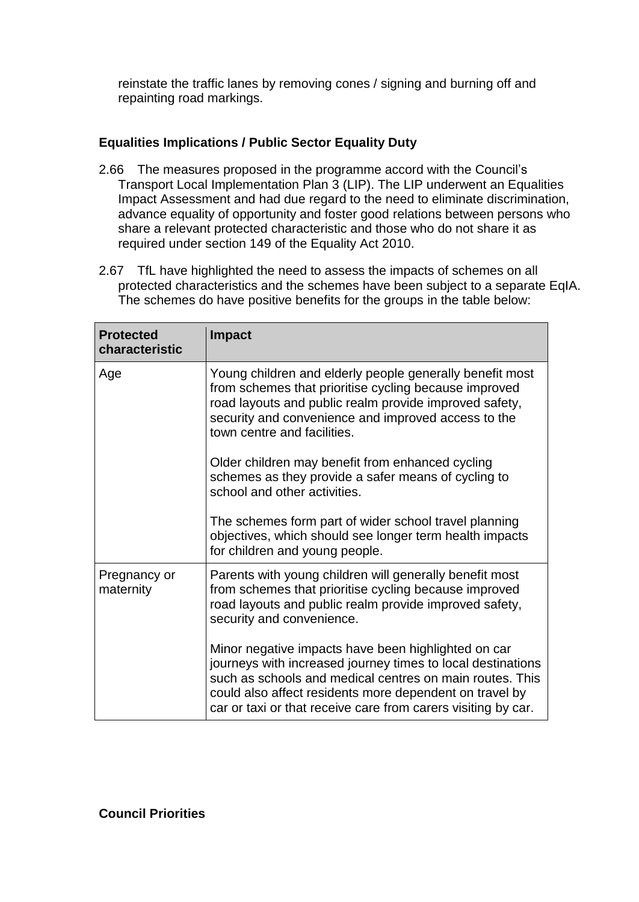reinstate the traffic lanes by removing cones / signing and burning off and repainting road markings.

**Equalities Implications / Public Sector Equality Duty**

2.66 The measures proposed in the programme accord with the Council's Transport Local Implementation Plan 3 (LIP). The LIP underwent an Equalities Impact Assessment and had due regard to the need to eliminate discrimination, advance equality of opportunity and foster good relations between persons who share a relevant protected characteristic and those who do not share it as required under section 149 of the Equality Act 2010.

2.67 TfL have highlighted the need to assess the impacts of schemes on all protected characteristics and the schemes have been subject to a separate EqIA. The schemes do have positive benefits for the groups in the table below:

| Protected characteristic | Impact |
| --- | --- |
| Age | Young children and elderly people generally benefit most from schemes that prioritise cycling because improved road layouts and public realm provide improved safety, security and convenience and improved access to the town centre and facilities.<br><br>Older children may benefit from enhanced cycling schemes as they provide a safer means of cycling to school and other activities.<br><br>The schemes form part of wider school travel planning objectives, which should see longer term health impacts for children and young people. |
| Pregnancy or maternity | Parents with young children will generally benefit most from schemes that prioritise cycling because improved road layouts and public realm provide improved safety, security and convenience.<br><br>Minor negative impacts have been highlighted on car journeys with increased journey times to local destinations such as schools and medical centres on main routes. This could also affect residents more dependent on travel by car or taxi or that receive care from carers visiting by car. |

**Council Priorities**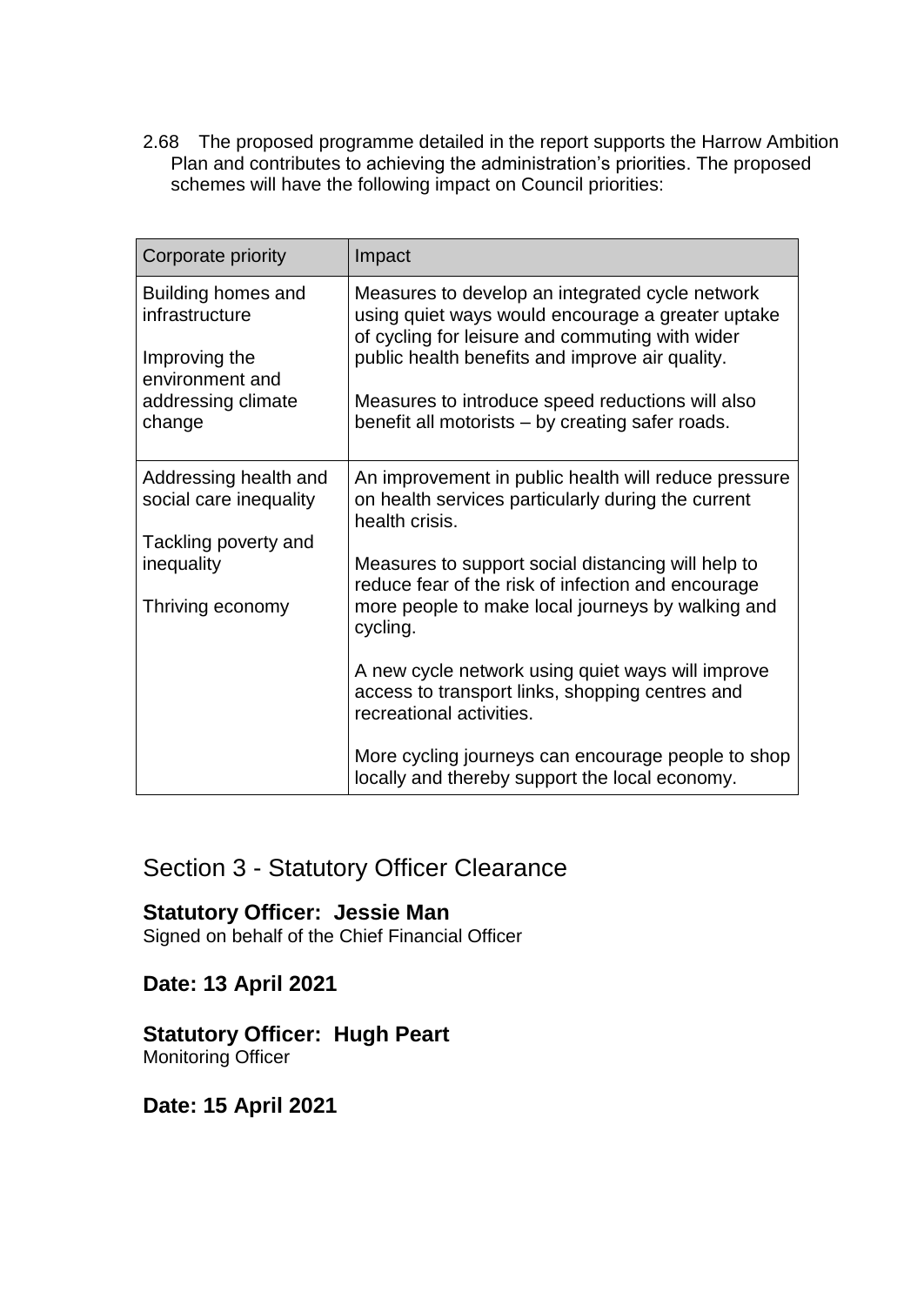2.68 The proposed programme detailed in the report supports the Harrow Ambition Plan and contributes to achieving the administration's priorities. The proposed schemes will have the following impact on Council priorities:

| Corporate priority | Impact |
| --- | --- |
| Building homes and infrastructure<br><br>Improving the environment and addressing climate change | Measures to develop an integrated cycle network using quiet ways would encourage a greater uptake of cycling for leisure and commuting with wider public health benefits and improve air quality.<br><br>Measures to introduce speed reductions will also benefit all motorists – by creating safer roads. |
| Addressing health and social care inequality<br><br>Tackling poverty and inequality<br><br>Thriving economy | An improvement in public health will reduce pressure on health services particularly during the current health crisis.<br><br>Measures to support social distancing will help to reduce fear of the risk of infection and encourage more people to make local journeys by walking and cycling.<br><br>A new cycle network using quiet ways will improve access to transport links, shopping centres and recreational activities.<br><br>More cycling journeys can encourage people to shop locally and thereby support the local economy. |

## Section 3 - Statutory Officer Clearance

### Statutory Officer: Jessie Man

Signed on behalf of the Chief Financial Officer

### Date: 13 April 2021

### Statutory Officer: Hugh Peart

Monitoring Officer

### Date: 15 April 2021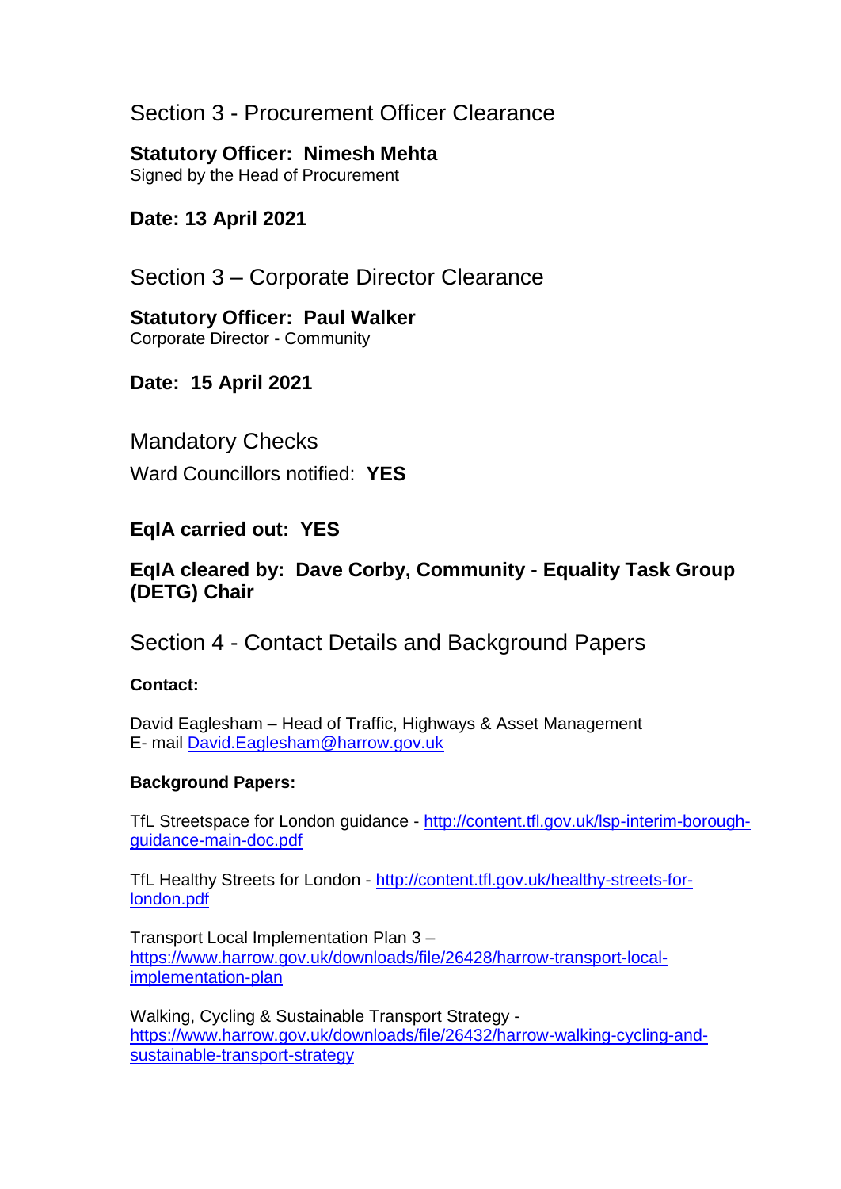## Section 3 - Procurement Officer Clearance

**Statutory Officer: Nimesh Mehta**
Signed by the Head of Procurement

**Date: 13 April 2021**

## Section 3 – Corporate Director Clearance

**Statutory Officer: Paul Walker**
Corporate Director - Community

**Date: 15 April 2021**

## Mandatory Checks

Ward Councillors notified: **YES**

**EqIA carried out: YES**

**EqIA cleared by: Dave Corby, Community - Equality Task Group (DETG) Chair**

## Section 4 - Contact Details and Background Papers

**Contact:**

David Eaglesham – Head of Traffic, Highways & Asset Management
E- mail [David.Eaglesham@harrow.gov.uk](mailto:David.Eaglesham@harrow.gov.uk)

**Background Papers:**

TfL Streetspace for London guidance - [http://content.tfl.gov.uk/lsp-interim-borough-guidance-main-doc.pdf](http://content.tfl.gov.uk/lsp-interim-borough-guidance-main-doc.pdf)

TfL Healthy Streets for London - [http://content.tfl.gov.uk/healthy-streets-for-london.pdf](http://content.tfl.gov.uk/healthy-streets-for-london.pdf)

Transport Local Implementation Plan 3 – [https://www.harrow.gov.uk/downloads/file/26428/harrow-transport-local-implementation-plan](https://www.harrow.gov.uk/downloads/file/26428/harrow-transport-local-implementation-plan)

Walking, Cycling & Sustainable Transport Strategy - [https://www.harrow.gov.uk/downloads/file/26432/harrow-walking-cycling-and-sustainable-transport-strategy](https://www.harrow.gov.uk/downloads/file/26432/harrow-walking-cycling-and-sustainable-transport-strategy)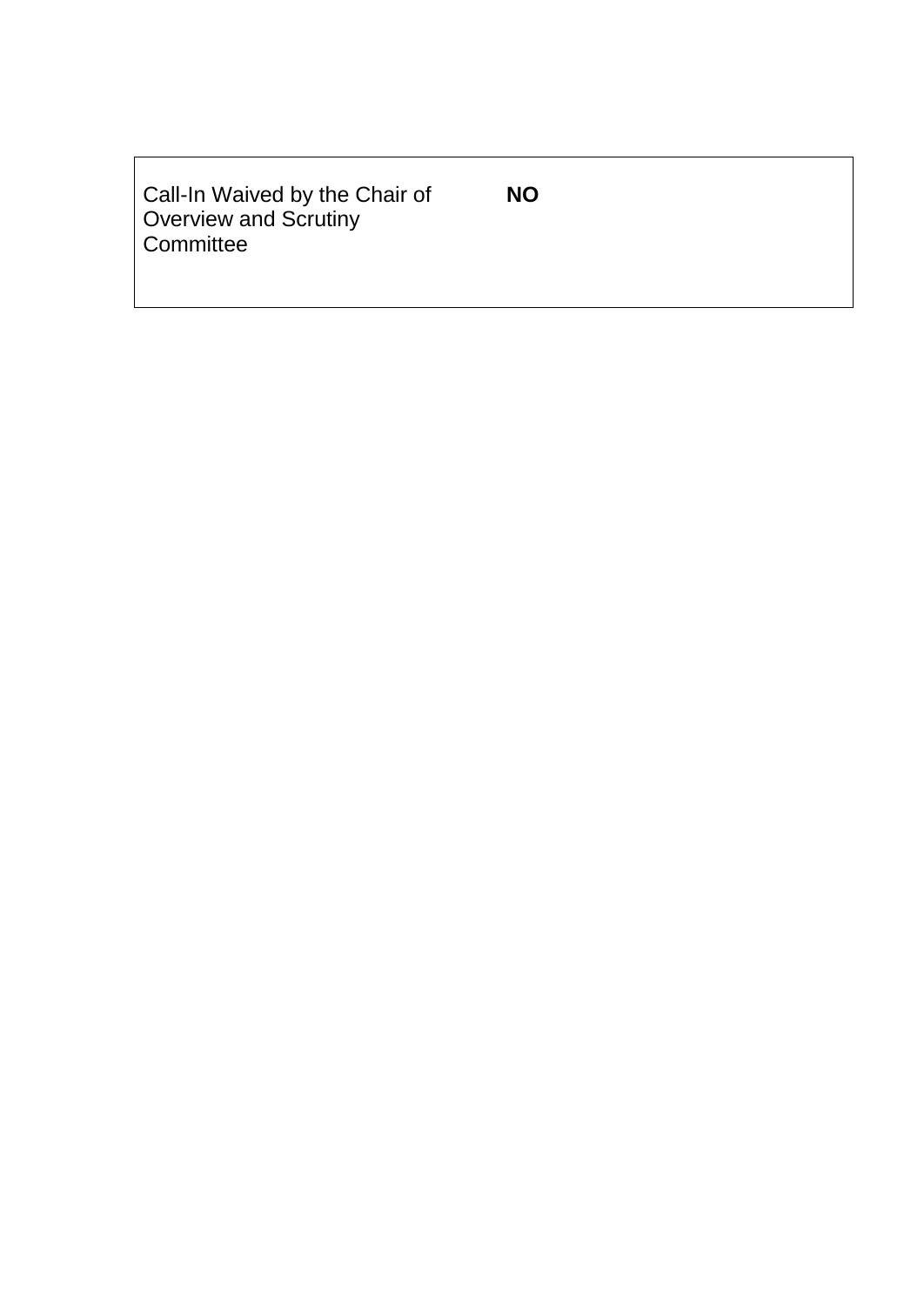| | |
|---|---|
| Call-In Waived by the Chair of Overview and Scrutiny Committee | **NO** |